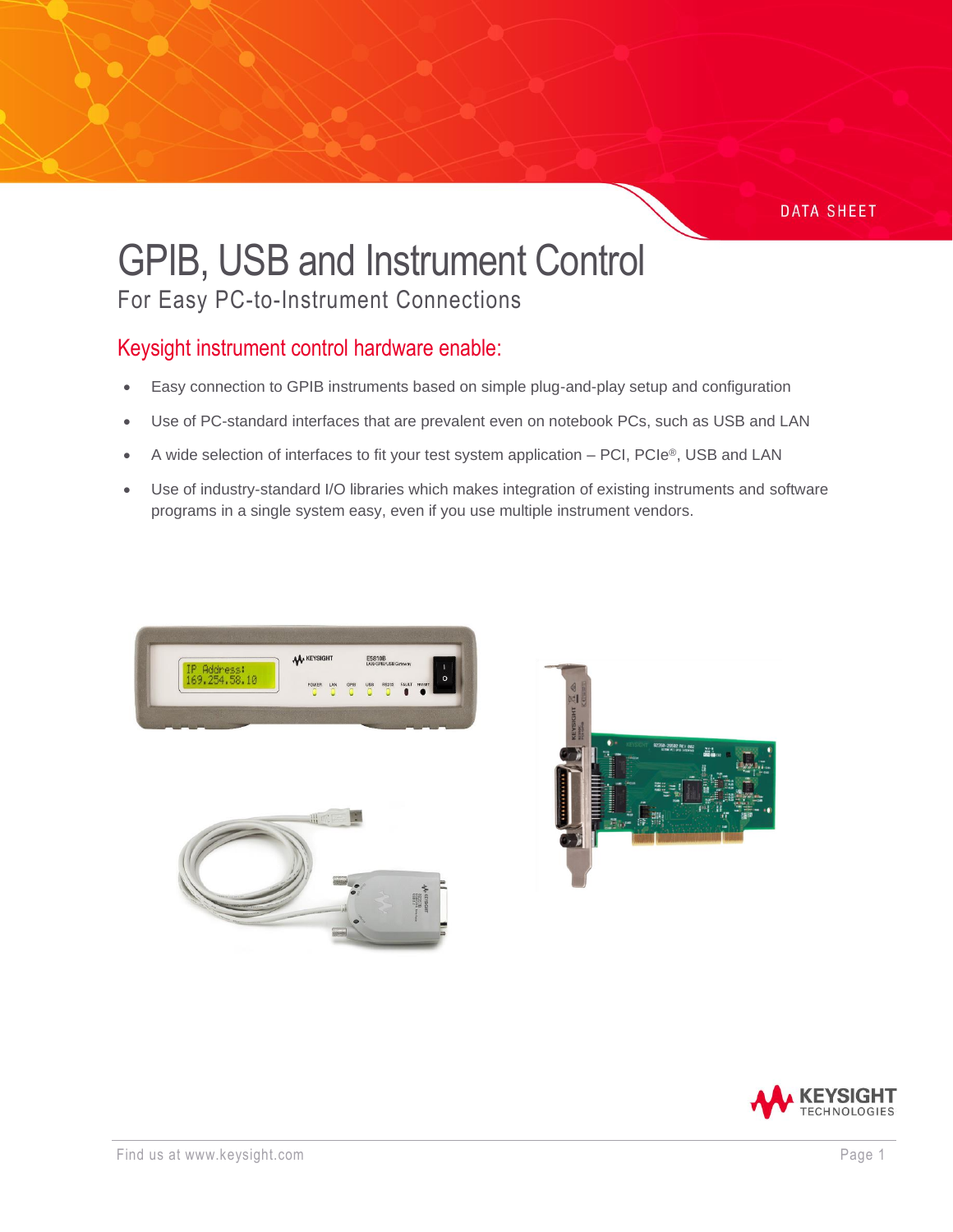DATA SHEET

# GPIB, USB and Instrument Control

For Easy PC-to-Instrument Connections

## Keysight instrument control hardware enable:

- Easy connection to GPIB instruments based on simple plug-and-play setup and configuration
- Use of PC-standard interfaces that are prevalent even on notebook PCs, such as USB and LAN
- A wide selection of interfaces to fit your test system application – PCI, PCIe®, USB and LAN
- Use of industry-standard I/O libraries which makes integration of existing instruments and software programs in a single system easy, even if you use multiple instrument vendors.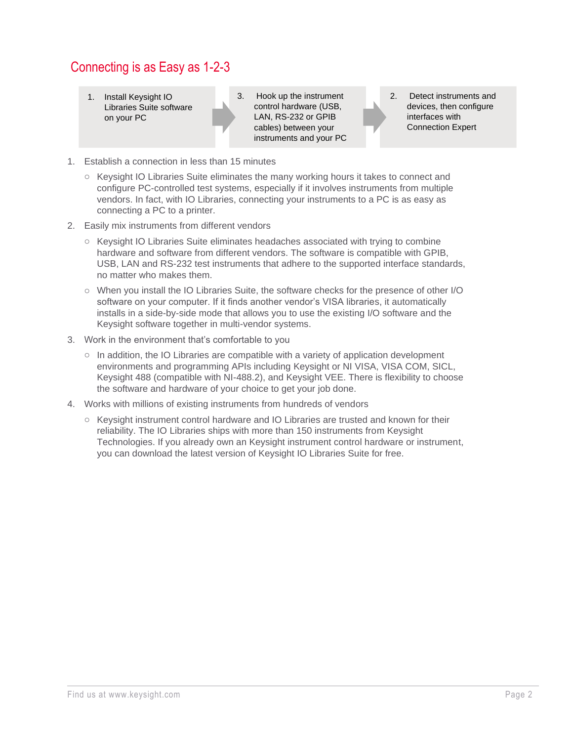## Connecting is as Easy as 1-2-3

| 1. Install Keysight IO Libraries Suite software on your PC | 3. Hook up the instrument control hardware (USB, LAN, RS-232 or GPIB cables) between your instruments and your PC | 2. Detect instruments and devices, then configure interfaces with Connection Expert |
|---|---|---|

1. Establish a connection in less than 15 minutes
   - Keysight IO Libraries Suite eliminates the many working hours it takes to connect and configure PC-controlled test systems, especially if it involves instruments from multiple vendors. In fact, with IO Libraries, connecting your instruments to a PC is as easy as connecting a PC to a printer.
2. Easily mix instruments from different vendors
   - Keysight IO Libraries Suite eliminates headaches associated with trying to combine hardware and software from different vendors. The software is compatible with GPIB, USB, LAN and RS-232 test instruments that adhere to the supported interface standards, no matter who makes them.
   - When you install the IO Libraries Suite, the software checks for the presence of other I/O software on your computer. If it finds another vendor's VISA libraries, it automatically installs in a side-by-side mode that allows you to use the existing I/O software and the Keysight software together in multi-vendor systems.
3. Work in the environment that's comfortable to you
   - In addition, the IO Libraries are compatible with a variety of application development environments and programming APIs including Keysight or NI VISA, VISA COM, SICL, Keysight 488 (compatible with NI-488.2), and Keysight VEE. There is flexibility to choose the software and hardware of your choice to get your job done.
4. Works with millions of existing instruments from hundreds of vendors
   - Keysight instrument control hardware and IO Libraries are trusted and known for their reliability. The IO Libraries ships with more than 150 instruments from Keysight Technologies. If you already own an Keysight instrument control hardware or instrument, you can download the latest version of Keysight IO Libraries Suite for free.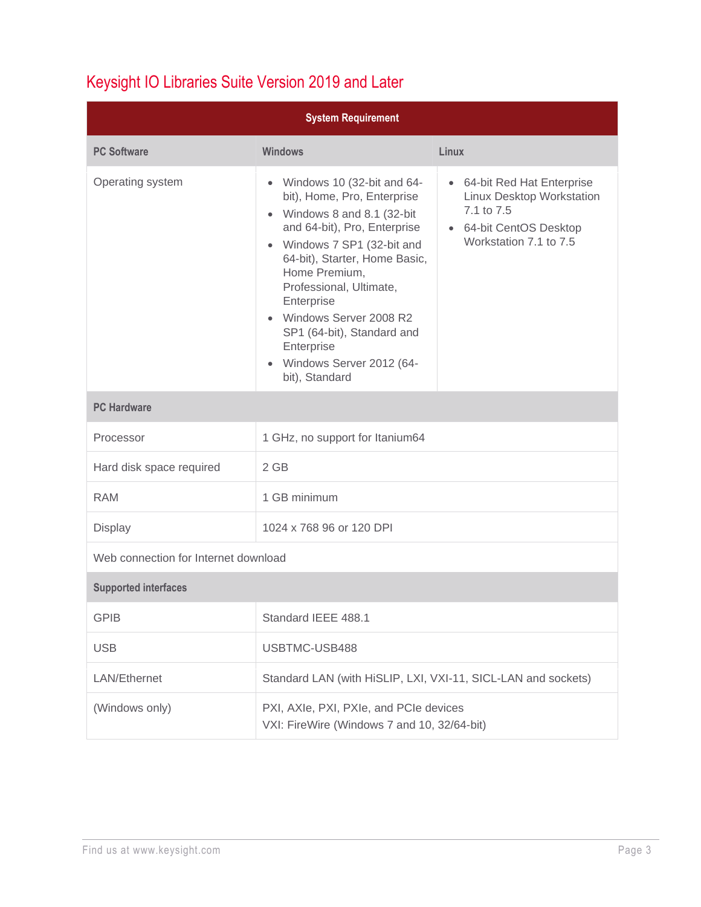## Keysight IO Libraries Suite Version 2019 and Later

| System Requirement | | |
|---|---|---|
| **PC Software** | **Windows** | **Linux** |
| Operating system | • Windows 10 (32-bit and 64-bit), Home, Pro, Enterprise<br>• Windows 8 and 8.1 (32-bit and 64-bit), Pro, Enterprise<br>• Windows 7 SP1 (32-bit and 64-bit), Starter, Home Basic, Home Premium, Professional, Ultimate, Enterprise<br>• Windows Server 2008 R2 SP1 (64-bit), Standard and Enterprise<br>• Windows Server 2012 (64-bit), Standard | • 64-bit Red Hat Enterprise Linux Desktop Workstation 7.1 to 7.5<br>• 64-bit CentOS Desktop Workstation 7.1 to 7.5 |
| **PC Hardware** | | |
| Processor | 1 GHz, no support for Itanium64 | |
| Hard disk space required | 2 GB | |
| RAM | 1 GB minimum | |
| Display | 1024 x 768 96 or 120 DPI | |
| Web connection for Internet download | | |
| **Supported interfaces** | | |
| GPIB | Standard IEEE 488.1 | |
| USB | USBTMC-USB488 | |
| LAN/Ethernet | Standard LAN (with HiSLIP, LXI, VXI-11, SICL-LAN and sockets) | |
| (Windows only) | PXI, AXIe, PXI, PXIe, and PCIe devices<br>VXI: FireWire (Windows 7 and 10, 32/64-bit) | |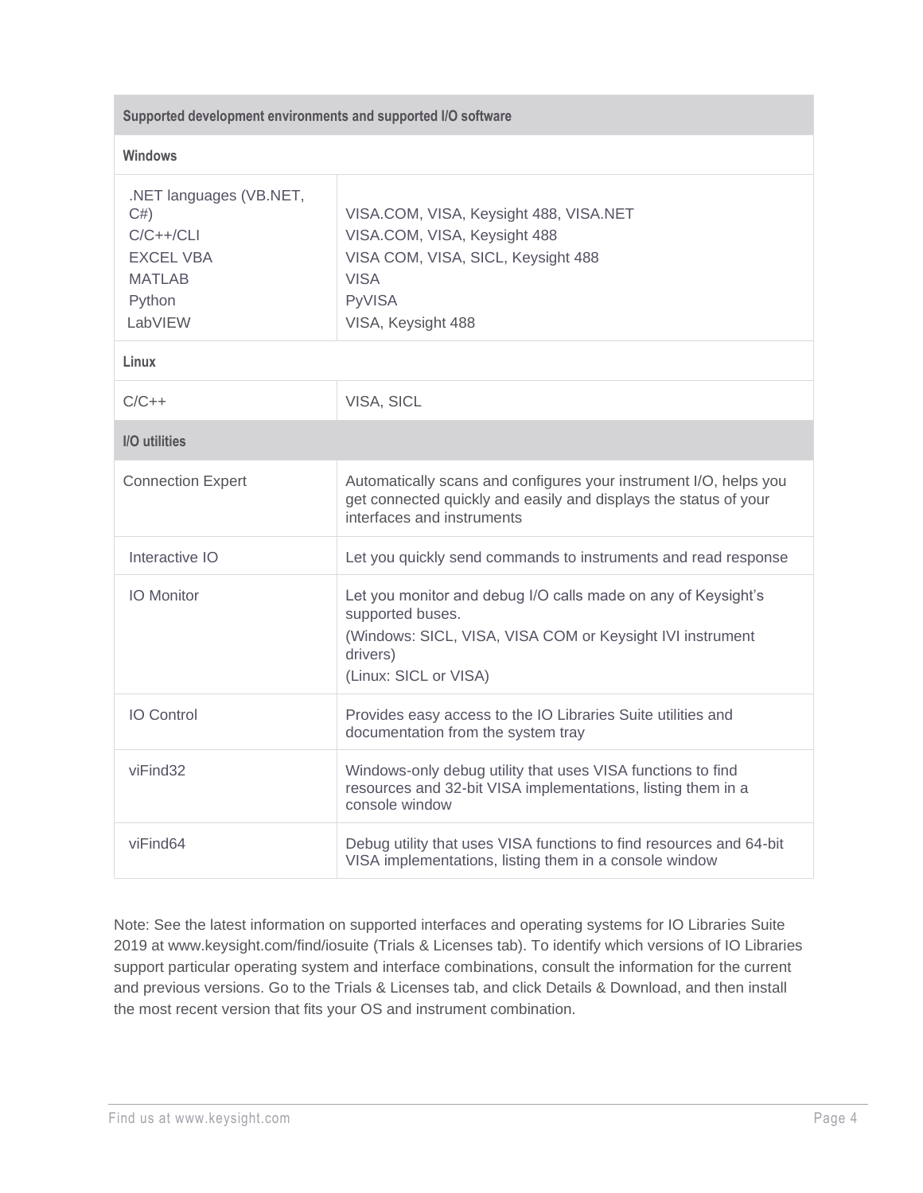| Supported development environments and supported I/O software | |
|---|---|
| **Windows** | |
| .NET languages (VB.NET, C#) | VISA.COM, VISA, Keysight 488, VISA.NET |
| C/C++/CLI | VISA.COM, VISA, Keysight 488 |
| EXCEL VBA | VISA COM, VISA, SICL, Keysight 488 |
| MATLAB | VISA |
| Python | PyVISA |
| LabVIEW | VISA, Keysight 488 |
| **Linux** | |
| C/C++ | VISA, SICL |
| **I/O utilities** | |
| Connection Expert | Automatically scans and configures your instrument I/O, helps you get connected quickly and easily and displays the status of your interfaces and instruments |
| Interactive IO | Let you quickly send commands to instruments and read response |
| IO Monitor | Let you monitor and debug I/O calls made on any of Keysight's supported buses.<br>(Windows: SICL, VISA, VISA COM or Keysight IVI instrument drivers)<br>(Linux: SICL or VISA) |
| IO Control | Provides easy access to the IO Libraries Suite utilities and documentation from the system tray |
| viFind32 | Windows-only debug utility that uses VISA functions to find resources and 32-bit VISA implementations, listing them in a console window |
| viFind64 | Debug utility that uses VISA functions to find resources and 64-bit VISA implementations, listing them in a console window |

Note: See the latest information on supported interfaces and operating systems for IO Libraries Suite 2019 at www.keysight.com/find/iosuite (Trials & Licenses tab). To identify which versions of IO Libraries support particular operating system and interface combinations, consult the information for the current and previous versions. Go to the Trials & Licenses tab, and click Details & Download, and then install the most recent version that fits your OS and instrument combination.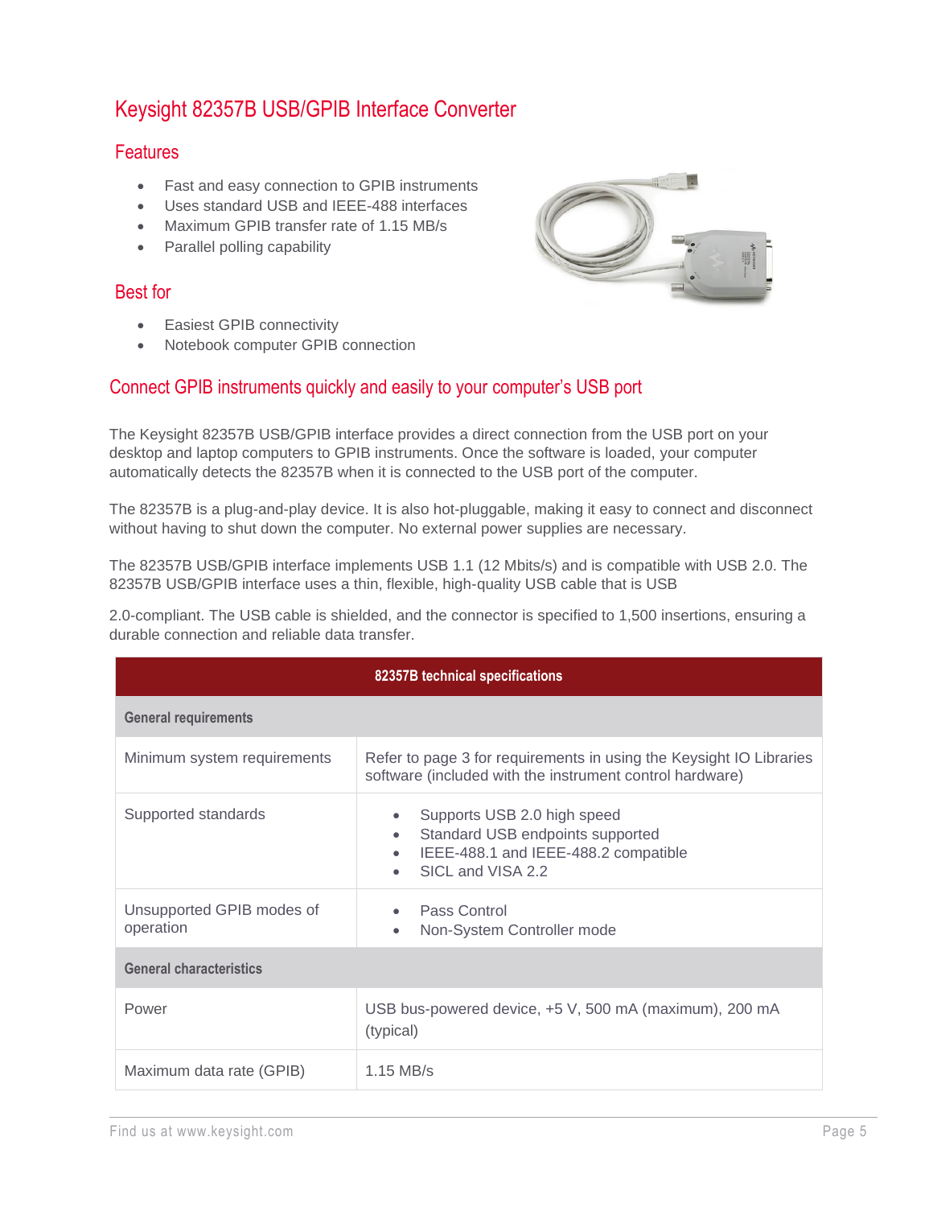# Keysight 82357B USB/GPIB Interface Converter

## Features

- Fast and easy connection to GPIB instruments
- Uses standard USB and IEEE-488 interfaces
- Maximum GPIB transfer rate of 1.15 MB/s
- Parallel polling capability

## Best for

- Easiest GPIB connectivity
- Notebook computer GPIB connection

## Connect GPIB instruments quickly and easily to your computer's USB port

The Keysight 82357B USB/GPIB interface provides a direct connection from the USB port on your desktop and laptop computers to GPIB instruments. Once the software is loaded, your computer automatically detects the 82357B when it is connected to the USB port of the computer.

The 82357B is a plug-and-play device. It is also hot-pluggable, making it easy to connect and disconnect without having to shut down the computer. No external power supplies are necessary.

The 82357B USB/GPIB interface implements USB 1.1 (12 Mbits/s) and is compatible with USB 2.0. The 82357B USB/GPIB interface uses a thin, flexible, high-quality USB cable that is USB

2.0-compliant. The USB cable is shielded, and the connector is specified to 1,500 insertions, ensuring a durable connection and reliable data transfer.

| 82357B technical specifications | |
|---|---|
| **General requirements** | |
| Minimum system requirements | Refer to page 3 for requirements in using the Keysight IO Libraries software (included with the instrument control hardware) |
| Supported standards | • Supports USB 2.0 high speed<br>• Standard USB endpoints supported<br>• IEEE-488.1 and IEEE-488.2 compatible<br>• SICL and VISA 2.2 |
| Unsupported GPIB modes of operation | • Pass Control<br>• Non-System Controller mode |
| **General characteristics** | |
| Power | USB bus-powered device, +5 V, 500 mA (maximum), 200 mA (typical) |
| Maximum data rate (GPIB) | 1.15 MB/s |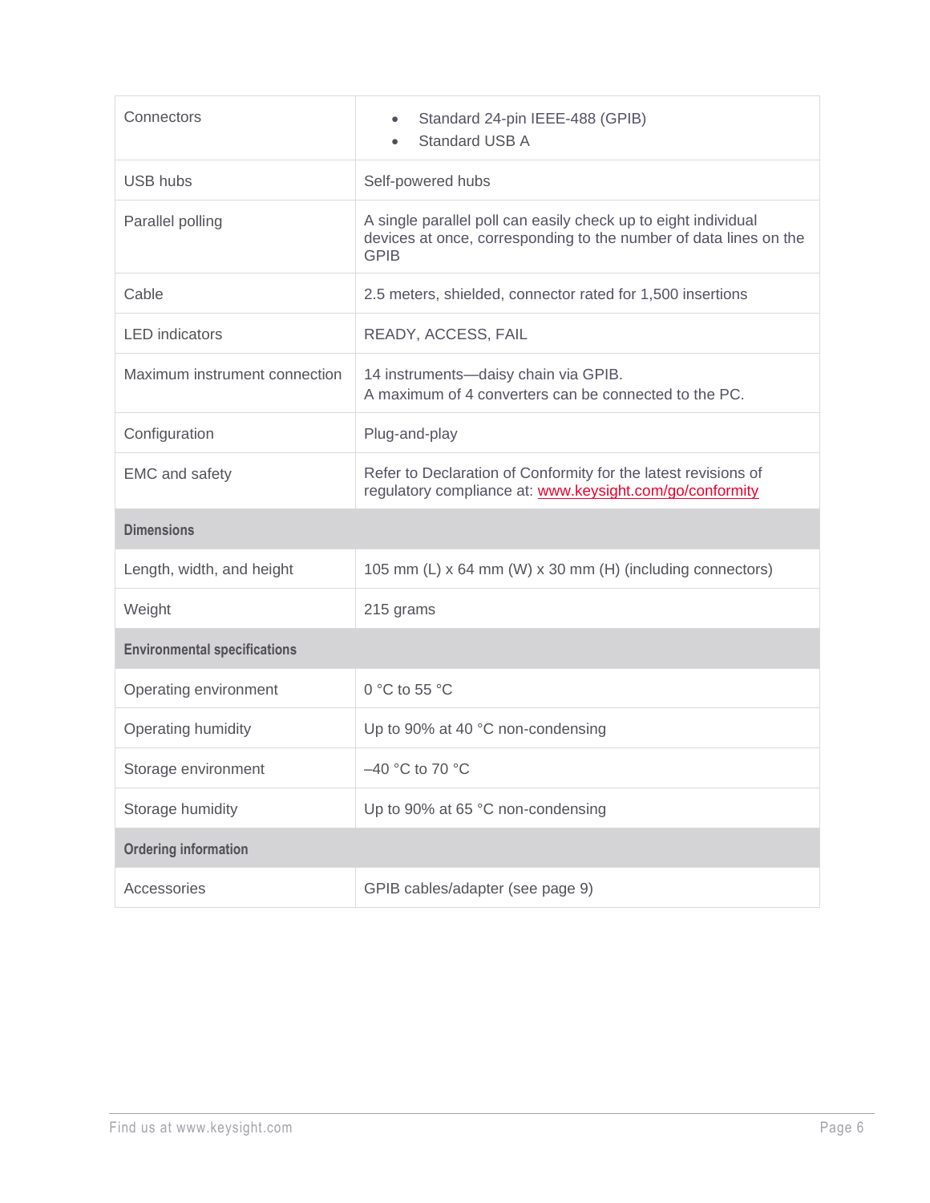| | |
|---|---|
| Connectors | • Standard 24-pin IEEE-488 (GPIB)<br>• Standard USB A |
| USB hubs | Self-powered hubs |
| Parallel polling | A single parallel poll can easily check up to eight individual devices at once, corresponding to the number of data lines on the GPIB |
| Cable | 2.5 meters, shielded, connector rated for 1,500 insertions |
| LED indicators | READY, ACCESS, FAIL |
| Maximum instrument connection | 14 instruments—daisy chain via GPIB.<br>A maximum of 4 converters can be connected to the PC. |
| Configuration | Plug-and-play |
| EMC and safety | Refer to Declaration of Conformity for the latest revisions of regulatory compliance at: www.keysight.com/go/conformity |
| **Dimensions** | |
| Length, width, and height | 105 mm (L) x 64 mm (W) x 30 mm (H) (including connectors) |
| Weight | 215 grams |
| **Environmental specifications** | |
| Operating environment | 0 °C to 55 °C |
| Operating humidity | Up to 90% at 40 °C non-condensing |
| Storage environment | –40 °C to 70 °C |
| Storage humidity | Up to 90% at 65 °C non-condensing |
| **Ordering information** | |
| Accessories | GPIB cables/adapter (see page 9) |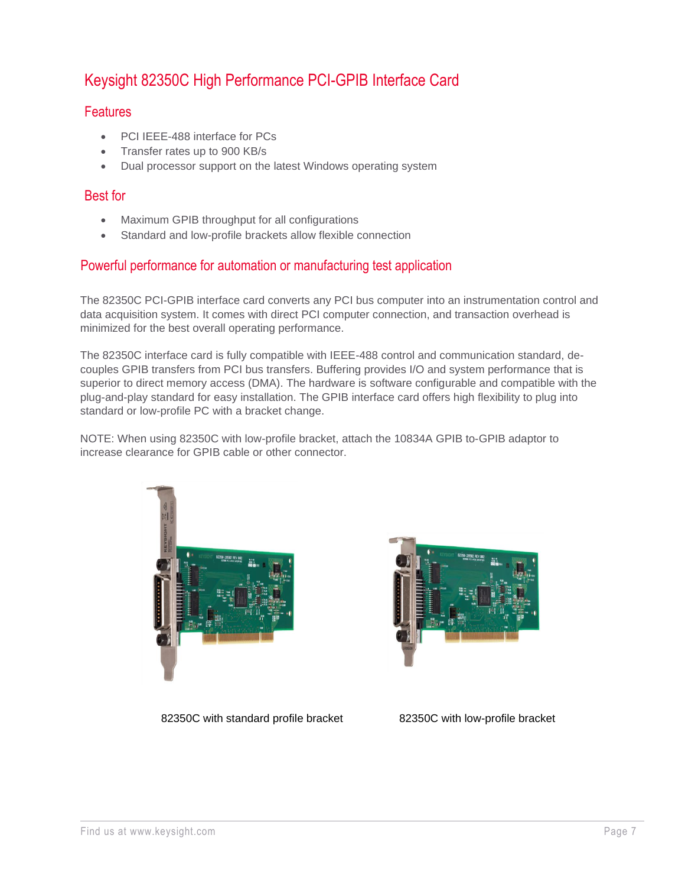# Keysight 82350C High Performance PCI-GPIB Interface Card

## Features

- PCI IEEE-488 interface for PCs
- Transfer rates up to 900 KB/s
- Dual processor support on the latest Windows operating system

## Best for

- Maximum GPIB throughput for all configurations
- Standard and low-profile brackets allow flexible connection

## Powerful performance for automation or manufacturing test application

The 82350C PCI-GPIB interface card converts any PCI bus computer into an instrumentation control and data acquisition system. It comes with direct PCI computer connection, and transaction overhead is minimized for the best overall operating performance.

The 82350C interface card is fully compatible with IEEE-488 control and communication standard, de-couples GPIB transfers from PCI bus transfers. Buffering provides I/O and system performance that is superior to direct memory access (DMA). The hardware is software configurable and compatible with the plug-and-play standard for easy installation. The GPIB interface card offers high flexibility to plug into standard or low-profile PC with a bracket change.

NOTE: When using 82350C with low-profile bracket, attach the 10834A GPIB to-GPIB adaptor to increase clearance for GPIB cable or other connector.

82350C with standard profile bracket

82350C with low-profile bracket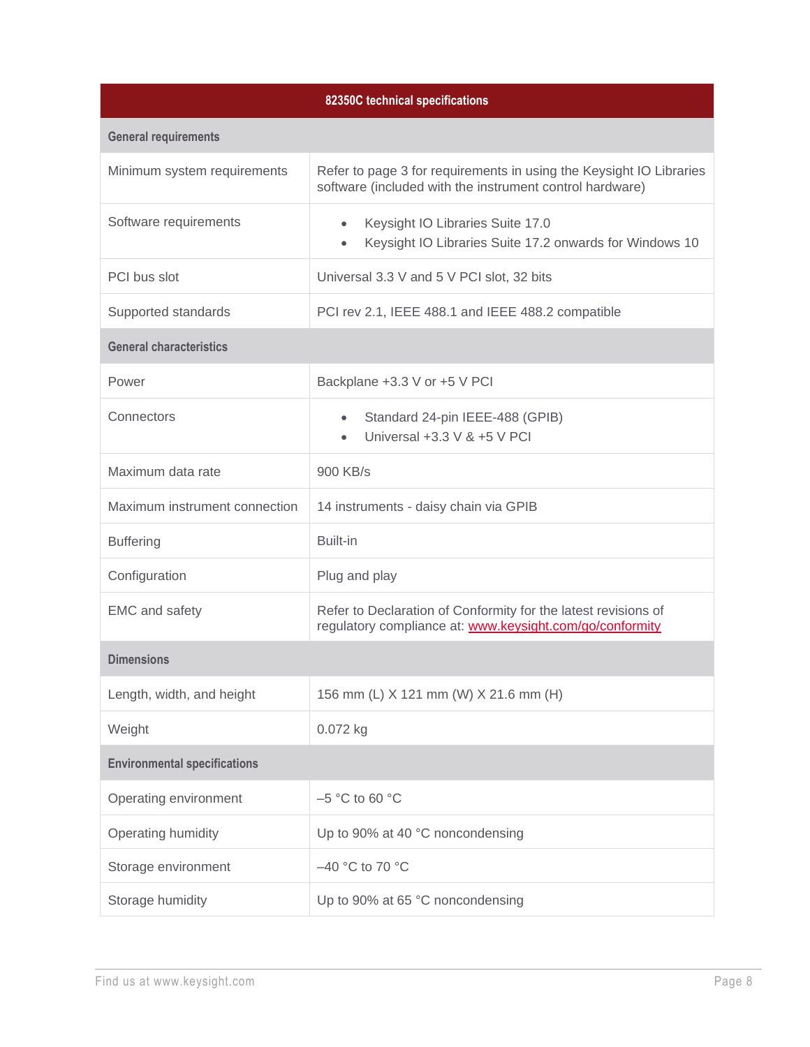| 82350C technical specifications | |
|---|---|
| **General requirements** | |
| Minimum system requirements | Refer to page 3 for requirements in using the Keysight IO Libraries software (included with the instrument control hardware) |
| Software requirements | • Keysight IO Libraries Suite 17.0<br>• Keysight IO Libraries Suite 17.2 onwards for Windows 10 |
| PCI bus slot | Universal 3.3 V and 5 V PCI slot, 32 bits |
| Supported standards | PCI rev 2.1, IEEE 488.1 and IEEE 488.2 compatible |
| **General characteristics** | |
| Power | Backplane +3.3 V or +5 V PCI |
| Connectors | • Standard 24-pin IEEE-488 (GPIB)<br>• Universal +3.3 V & +5 V PCI |
| Maximum data rate | 900 KB/s |
| Maximum instrument connection | 14 instruments - daisy chain via GPIB |
| Buffering | Built-in |
| Configuration | Plug and play |
| EMC and safety | Refer to Declaration of Conformity for the latest revisions of regulatory compliance at: www.keysight.com/go/conformity |
| **Dimensions** | |
| Length, width, and height | 156 mm (L) X 121 mm (W) X 21.6 mm (H) |
| Weight | 0.072 kg |
| **Environmental specifications** | |
| Operating environment | –5 °C to 60 °C |
| Operating humidity | Up to 90% at 40 °C noncondensing |
| Storage environment | –40 °C to 70 °C |
| Storage humidity | Up to 90% at 65 °C noncondensing |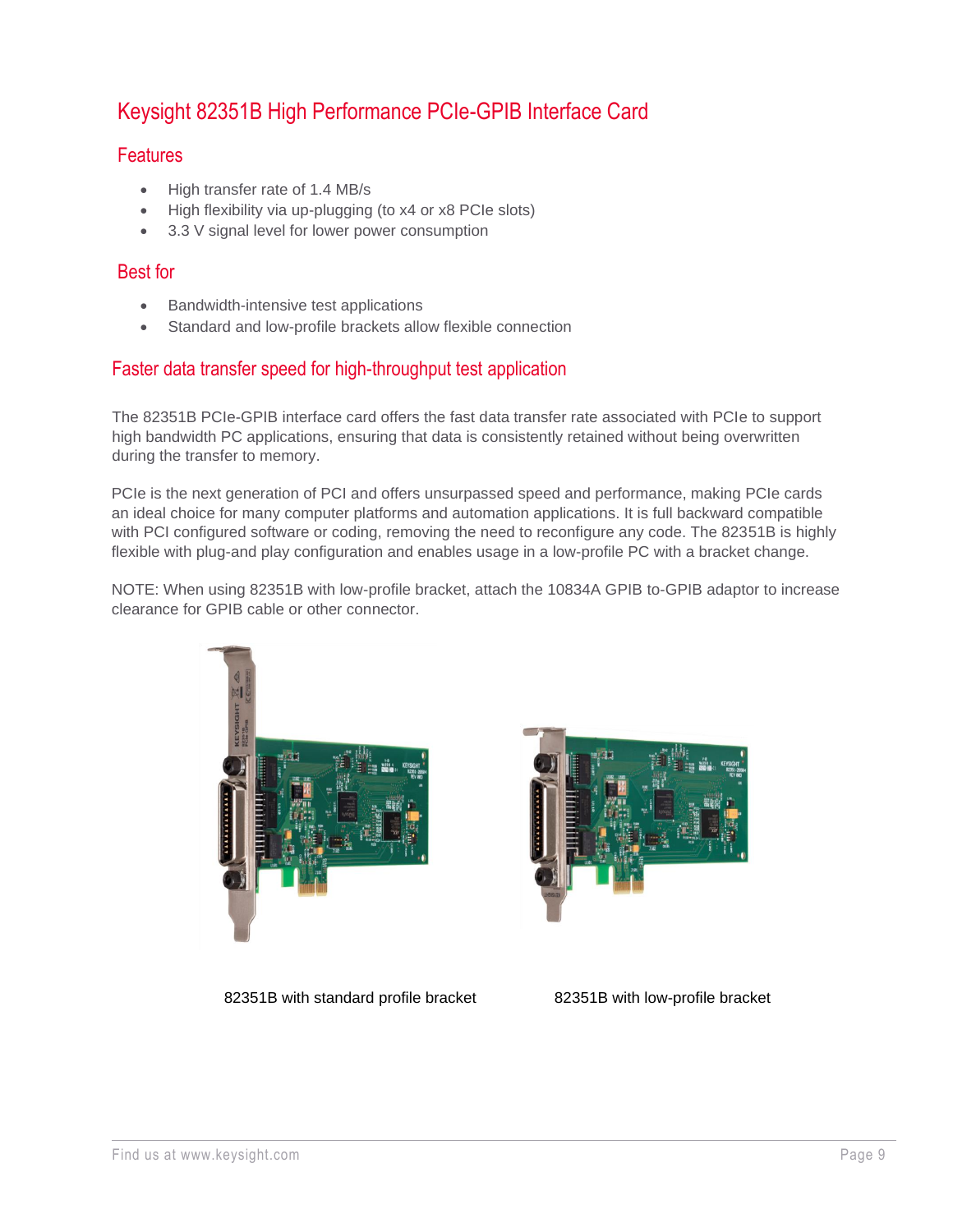# Keysight 82351B High Performance PCIe-GPIB Interface Card

## Features

- High transfer rate of 1.4 MB/s
- High flexibility via up-plugging (to x4 or x8 PCIe slots)
- 3.3 V signal level for lower power consumption

## Best for

- Bandwidth-intensive test applications
- Standard and low-profile brackets allow flexible connection

## Faster data transfer speed for high-throughput test application

The 82351B PCIe-GPIB interface card offers the fast data transfer rate associated with PCIe to support high bandwidth PC applications, ensuring that data is consistently retained without being overwritten during the transfer to memory.

PCIe is the next generation of PCI and offers unsurpassed speed and performance, making PCIe cards an ideal choice for many computer platforms and automation applications. It is full backward compatible with PCI configured software or coding, removing the need to reconfigure any code. The 82351B is highly flexible with plug-and play configuration and enables usage in a low-profile PC with a bracket change.

NOTE: When using 82351B with low-profile bracket, attach the 10834A GPIB to-GPIB adaptor to increase clearance for GPIB cable or other connector.

82351B with standard profile bracket

82351B with low-profile bracket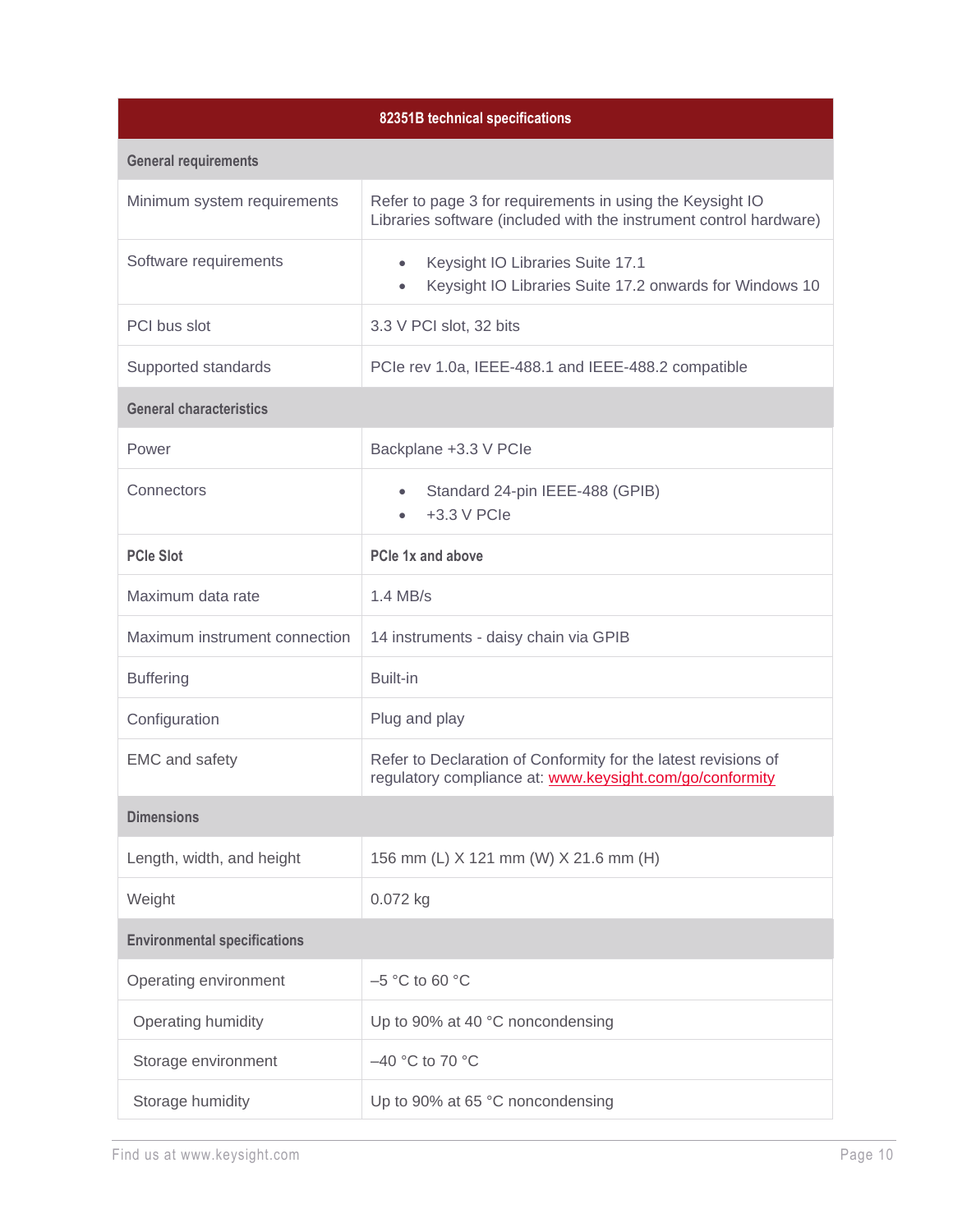| 82351B technical specifications | |
|---|---|
| **General requirements** | |
| Minimum system requirements | Refer to page 3 for requirements in using the Keysight IO Libraries software (included with the instrument control hardware) |
| Software requirements | • Keysight IO Libraries Suite 17.1<br>• Keysight IO Libraries Suite 17.2 onwards for Windows 10 |
| PCI bus slot | 3.3 V PCI slot, 32 bits |
| Supported standards | PCIe rev 1.0a, IEEE-488.1 and IEEE-488.2 compatible |
| **General characteristics** | |
| Power | Backplane +3.3 V PCIe |
| Connectors | • Standard 24-pin IEEE-488 (GPIB)<br>• +3.3 V PCIe |
| **PCIe Slot** | **PCIe 1x and above** |
| Maximum data rate | 1.4 MB/s |
| Maximum instrument connection | 14 instruments - daisy chain via GPIB |
| Buffering | Built-in |
| Configuration | Plug and play |
| EMC and safety | Refer to Declaration of Conformity for the latest revisions of regulatory compliance at: www.keysight.com/go/conformity |
| **Dimensions** | |
| Length, width, and height | 156 mm (L) X 121 mm (W) X 21.6 mm (H) |
| Weight | 0.072 kg |
| **Environmental specifications** | |
| Operating environment | –5 °C to 60 °C |
| Operating humidity | Up to 90% at 40 °C noncondensing |
| Storage environment | –40 °C to 70 °C |
| Storage humidity | Up to 90% at 65 °C noncondensing |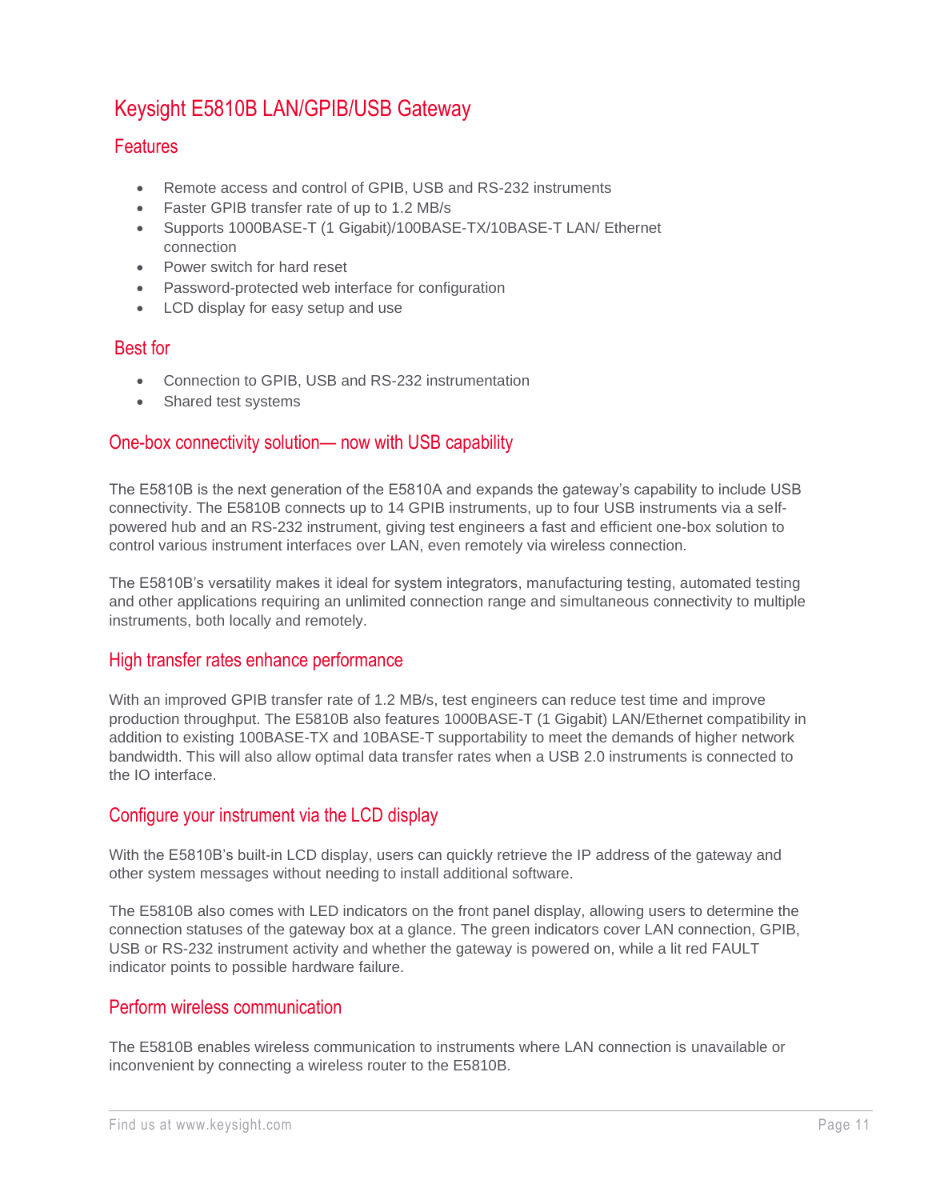# Keysight E5810B LAN/GPIB/USB Gateway

## Features

- Remote access and control of GPIB, USB and RS-232 instruments
- Faster GPIB transfer rate of up to 1.2 MB/s
- Supports 1000BASE-T (1 Gigabit)/100BASE-TX/10BASE-T LAN/ Ethernet connection
- Power switch for hard reset
- Password-protected web interface for configuration
- LCD display for easy setup and use

## Best for

- Connection to GPIB, USB and RS-232 instrumentation
- Shared test systems

## One-box connectivity solution— now with USB capability

The E5810B is the next generation of the E5810A and expands the gateway's capability to include USB connectivity. The E5810B connects up to 14 GPIB instruments, up to four USB instruments via a self-powered hub and an RS-232 instrument, giving test engineers a fast and efficient one-box solution to control various instrument interfaces over LAN, even remotely via wireless connection.

The E5810B's versatility makes it ideal for system integrators, manufacturing testing, automated testing and other applications requiring an unlimited connection range and simultaneous connectivity to multiple instruments, both locally and remotely.

## High transfer rates enhance performance

With an improved GPIB transfer rate of 1.2 MB/s, test engineers can reduce test time and improve production throughput. The E5810B also features 1000BASE-T (1 Gigabit) LAN/Ethernet compatibility in addition to existing 100BASE-TX and 10BASE-T supportability to meet the demands of higher network bandwidth. This will also allow optimal data transfer rates when a USB 2.0 instruments is connected to the IO interface.

## Configure your instrument via the LCD display

With the E5810B's built-in LCD display, users can quickly retrieve the IP address of the gateway and other system messages without needing to install additional software.

The E5810B also comes with LED indicators on the front panel display, allowing users to determine the connection statuses of the gateway box at a glance. The green indicators cover LAN connection, GPIB, USB or RS-232 instrument activity and whether the gateway is powered on, while a lit red FAULT indicator points to possible hardware failure.

## Perform wireless communication

The E5810B enables wireless communication to instruments where LAN connection is unavailable or inconvenient by connecting a wireless router to the E5810B.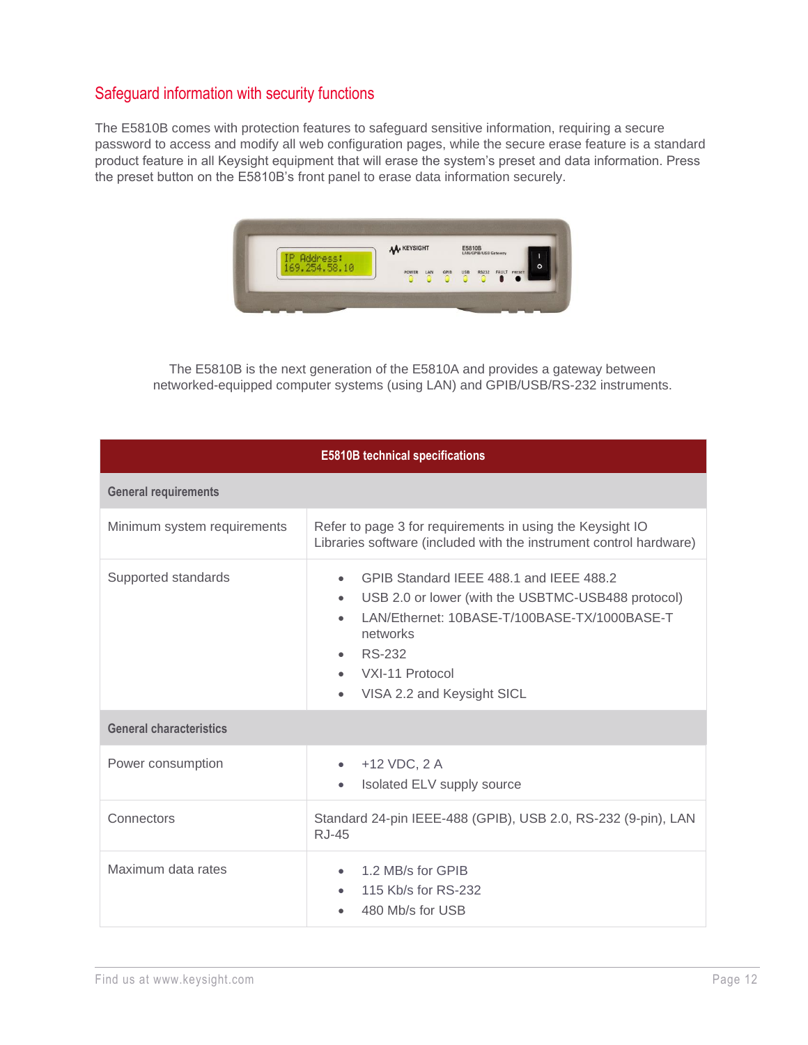## Safeguard information with security functions

The E5810B comes with protection features to safeguard sensitive information, requiring a secure password to access and modify all web configuration pages, while the secure erase feature is a standard product feature in all Keysight equipment that will erase the system's preset and data information. Press the preset button on the E5810B's front panel to erase data information securely.

The E5810B is the next generation of the E5810A and provides a gateway between networked-equipped computer systems (using LAN) and GPIB/USB/RS-232 instruments.

| E5810B technical specifications | |
|---|---|
| **General requirements** | |
| Minimum system requirements | Refer to page 3 for requirements in using the Keysight IO Libraries software (included with the instrument control hardware) |
| Supported standards | • GPIB Standard IEEE 488.1 and IEEE 488.2<br>• USB 2.0 or lower (with the USBTMC-USB488 protocol)<br>• LAN/Ethernet: 10BASE-T/100BASE-TX/1000BASE-T networks<br>• RS-232<br>• VXI-11 Protocol<br>• VISA 2.2 and Keysight SICL |
| **General characteristics** | |
| Power consumption | • +12 VDC, 2 A<br>• Isolated ELV supply source |
| Connectors | Standard 24-pin IEEE-488 (GPIB), USB 2.0, RS-232 (9-pin), LAN RJ-45 |
| Maximum data rates | • 1.2 MB/s for GPIB<br>• 115 Kb/s for RS-232<br>• 480 Mb/s for USB |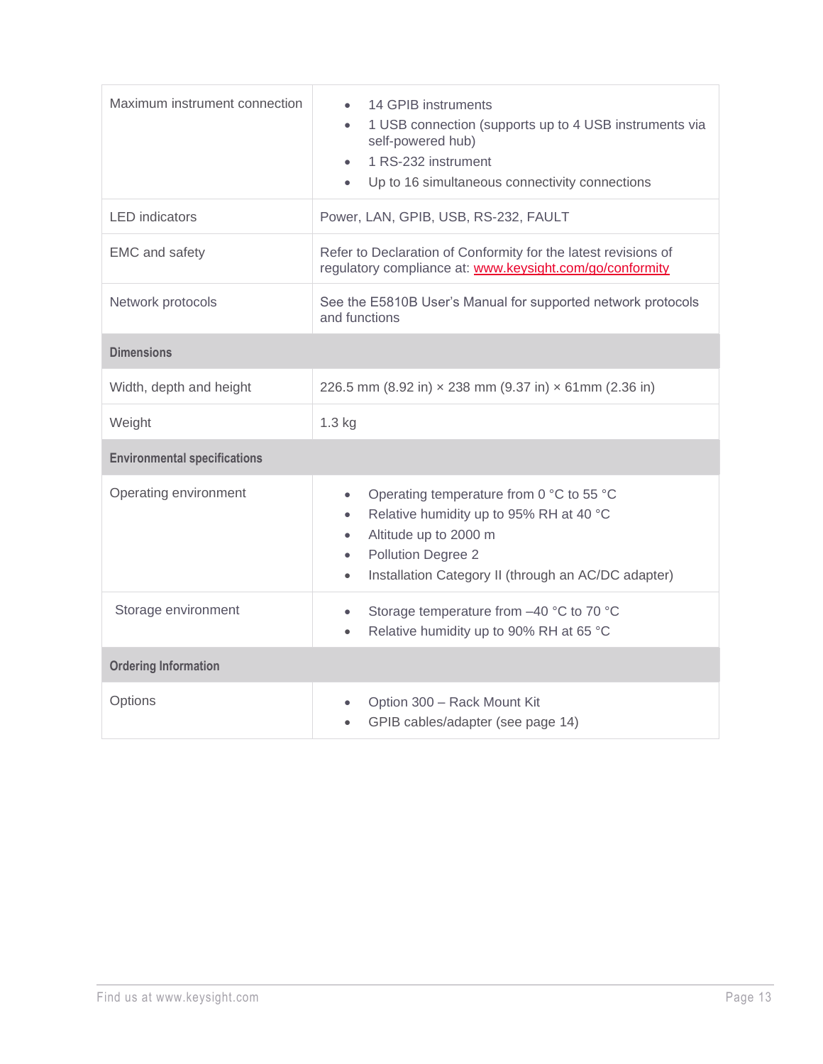| | |
|---|---|
| Maximum instrument connection | • 14 GPIB instruments<br>• 1 USB connection (supports up to 4 USB instruments via self-powered hub)<br>• 1 RS-232 instrument<br>• Up to 16 simultaneous connectivity connections |
| LED indicators | Power, LAN, GPIB, USB, RS-232, FAULT |
| EMC and safety | Refer to Declaration of Conformity for the latest revisions of regulatory compliance at: [www.keysight.com/go/conformity](www.keysight.com/go/conformity) |
| Network protocols | See the E5810B User's Manual for supported network protocols and functions |
| **Dimensions** | |
| Width, depth and height | 226.5 mm (8.92 in) × 238 mm (9.37 in) × 61mm (2.36 in) |
| Weight | 1.3 kg |
| **Environmental specifications** | |
| Operating environment | • Operating temperature from 0 °C to 55 °C<br>• Relative humidity up to 95% RH at 40 °C<br>• Altitude up to 2000 m<br>• Pollution Degree 2<br>• Installation Category II (through an AC/DC adapter) |
| Storage environment | • Storage temperature from –40 °C to 70 °C<br>• Relative humidity up to 90% RH at 65 °C |
| **Ordering Information** | |
| Options | • Option 300 – Rack Mount Kit<br>• GPIB cables/adapter (see page 14) |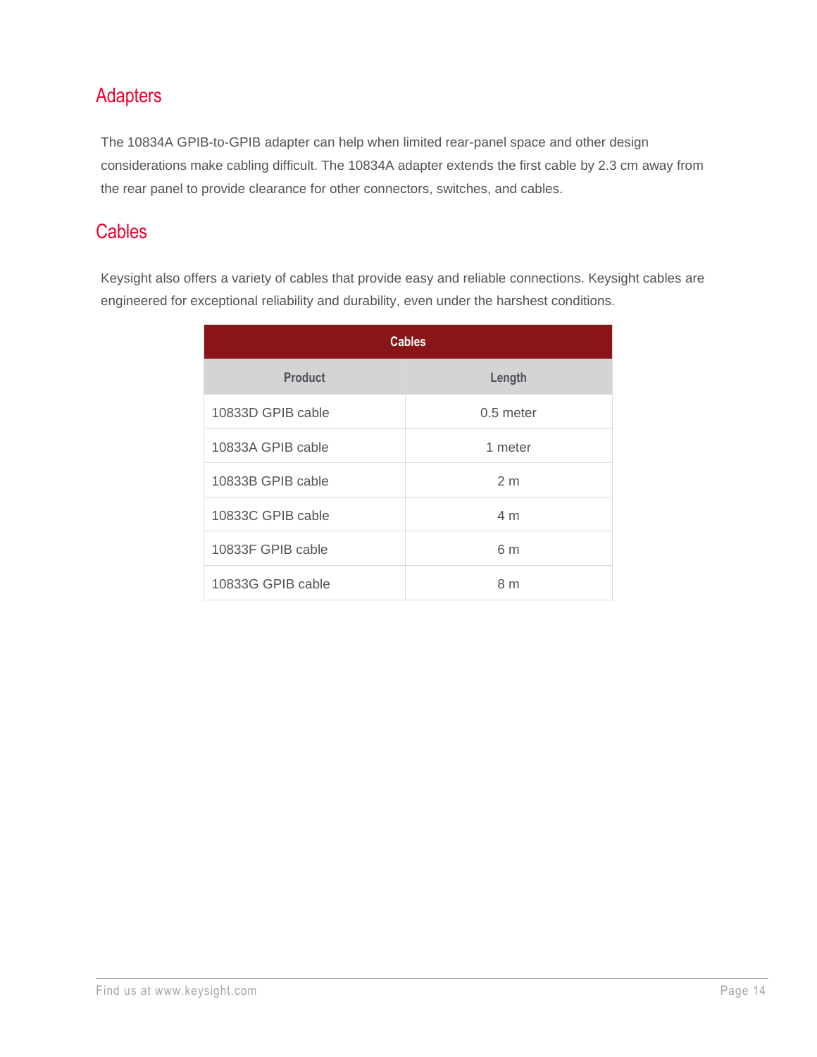## Adapters

The 10834A GPIB-to-GPIB adapter can help when limited rear-panel space and other design considerations make cabling difficult. The 10834A adapter extends the first cable by 2.3 cm away from the rear panel to provide clearance for other connectors, switches, and cables.

## Cables

Keysight also offers a variety of cables that provide easy and reliable connections. Keysight cables are engineered for exceptional reliability and durability, even under the harshest conditions.

| Cables | |
|---|---|
| **Product** | **Length** |
| 10833D GPIB cable | 0.5 meter |
| 10833A GPIB cable | 1 meter |
| 10833B GPIB cable | 2 m |
| 10833C GPIB cable | 4 m |
| 10833F GPIB cable | 6 m |
| 10833G GPIB cable | 8 m |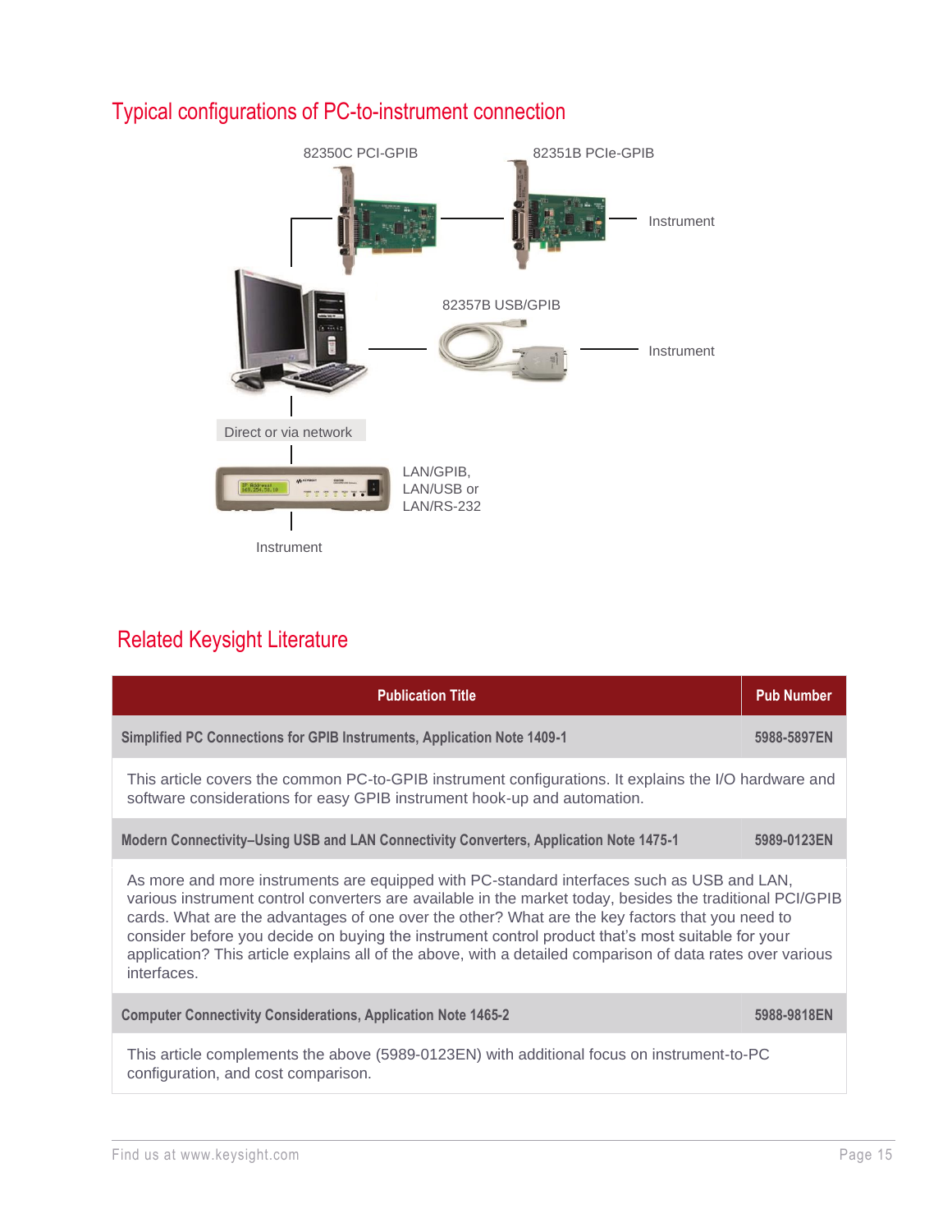## Typical configurations of PC-to-instrument connection

82350C PCI-GPIB

82351B PCIe-GPIB

Instrument

82357B USB/GPIB

Instrument

Direct or via network

LAN/GPIB, LAN/USB or LAN/RS-232

Instrument

## Related Keysight Literature

| Publication Title | Pub Number |
|---|---|
| **Simplified PC Connections for GPIB Instruments, Application Note 1409-1** | **5988-5897EN** |
| This article covers the common PC-to-GPIB instrument configurations. It explains the I/O hardware and software considerations for easy GPIB instrument hook-up and automation. | |
| **Modern Connectivity–Using USB and LAN Connectivity Converters, Application Note 1475-1** | **5989-0123EN** |
| As more and more instruments are equipped with PC-standard interfaces such as USB and LAN, various instrument control converters are available in the market today, besides the traditional PCI/GPIB cards. What are the advantages of one over the other? What are the key factors that you need to consider before you decide on buying the instrument control product that's most suitable for your application? This article explains all of the above, with a detailed comparison of data rates over various interfaces. | |
| **Computer Connectivity Considerations, Application Note 1465-2** | **5988-9818EN** |
| This article complements the above (5989-0123EN) with additional focus on instrument-to-PC configuration, and cost comparison. | |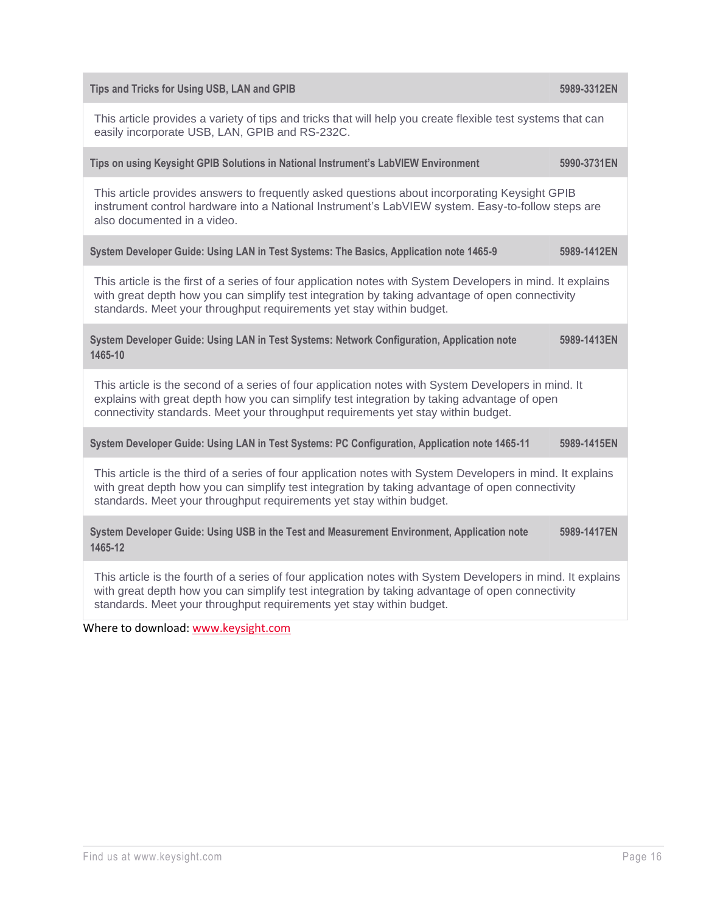| Tips and Tricks for Using USB, LAN and GPIB | 5989-3312EN |
|---|---|
| This article provides a variety of tips and tricks that will help you create flexible test systems that can easily incorporate USB, LAN, GPIB and RS-232C. | |
| **Tips on using Keysight GPIB Solutions in National Instrument's LabVIEW Environment** | **5990-3731EN** |
| This article provides answers to frequently asked questions about incorporating Keysight GPIB instrument control hardware into a National Instrument's LabVIEW system. Easy-to-follow steps are also documented in a video. | |
| **System Developer Guide: Using LAN in Test Systems: The Basics, Application note 1465-9** | **5989-1412EN** |
| This article is the first of a series of four application notes with System Developers in mind. It explains with great depth how you can simplify test integration by taking advantage of open connectivity standards. Meet your throughput requirements yet stay within budget. | |
| **System Developer Guide: Using LAN in Test Systems: Network Configuration, Application note 1465-10** | **5989-1413EN** |
| This article is the second of a series of four application notes with System Developers in mind. It explains with great depth how you can simplify test integration by taking advantage of open connectivity standards. Meet your throughput requirements yet stay within budget. | |
| **System Developer Guide: Using LAN in Test Systems: PC Configuration, Application note 1465-11** | **5989-1415EN** |
| This article is the third of a series of four application notes with System Developers in mind. It explains with great depth how you can simplify test integration by taking advantage of open connectivity standards. Meet your throughput requirements yet stay within budget. | |
| **System Developer Guide: Using USB in the Test and Measurement Environment, Application note 1465-12** | **5989-1417EN** |
| This article is the fourth of a series of four application notes with System Developers in mind. It explains with great depth how you can simplify test integration by taking advantage of open connectivity standards. Meet your throughput requirements yet stay within budget. | |

Where to download: www.keysight.com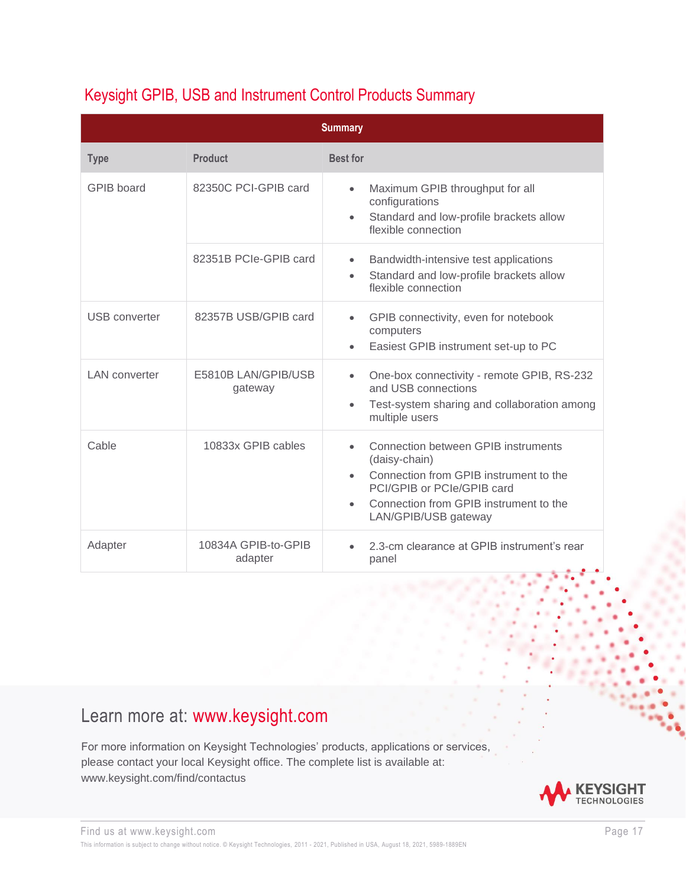## Keysight GPIB, USB and Instrument Control Products Summary

| Summary | | |
|---|---|---|
| **Type** | **Product** | **Best for** |
| GPIB board | 82350C PCI-GPIB card | • Maximum GPIB throughput for all configurations<br>• Standard and low-profile brackets allow flexible connection |
| | 82351B PCIe-GPIB card | • Bandwidth-intensive test applications<br>• Standard and low-profile brackets allow flexible connection |
| USB converter | 82357B USB/GPIB card | • GPIB connectivity, even for notebook computers<br>• Easiest GPIB instrument set-up to PC |
| LAN converter | E5810B LAN/GPIB/USB gateway | • One-box connectivity - remote GPIB, RS-232 and USB connections<br>• Test-system sharing and collaboration among multiple users |
| Cable | 10833x GPIB cables | • Connection between GPIB instruments (daisy-chain)<br>• Connection from GPIB instrument to the PCI/GPIB or PCIe/GPIB card<br>• Connection from GPIB instrument to the LAN/GPIB/USB gateway |
| Adapter | 10834A GPIB-to-GPIB adapter | • 2.3-cm clearance at GPIB instrument's rear panel |

## Learn more at: www.keysight.com

For more information on Keysight Technologies' products, applications or services, please contact your local Keysight office. The complete list is available at: www.keysight.com/find/contactus

KEYSIGHT TECHNOLOGIES

Find us at www.keysight.com

This information is subject to change without notice. © Keysight Technologies, 2011 - 2021, Published in USA, August 18, 2021, 5989-1889EN